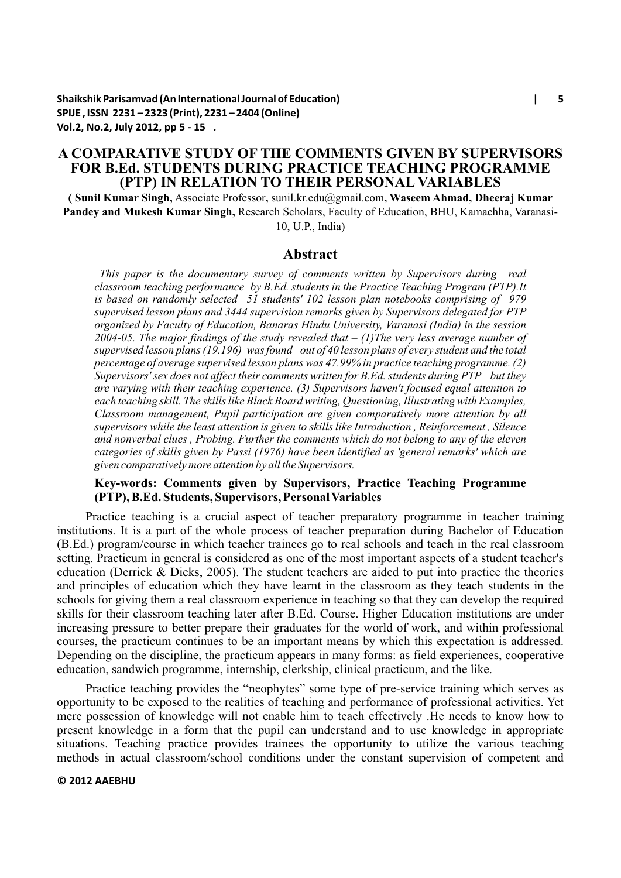# A COMPARATIVE STUDY OF THE COMMENTS GIVEN BY SUPERVISORS FOR B.Ed. STUDENTS DURING PRACTICE TEACHING PROGRAMME (PTP) IN RELATION TO THEIR PERSONAL VARIABLES

( **Sunil Kumar Singh,** Associate Professor**,** sunil.kr.edu@gmail.com**, Waseem Ahmad, Dheeraj Kumar Pandey and Mukesh Kumar Singh,** Research Scholars, Faculty of Education, BHU, Kamachha, Varanasi-10, U.P., India)

## Abstract

*This paper is the documentary survey of comments written by Supervisors during real classroom teaching performance by B.Ed. students in the Practice Teaching Program (PTP).It is based on randomly selected 51 students' 102 lesson plan notebooks comprising of 979 supervised lesson plans and 3444 supervision remarks given by Supervisors delegated for PTP organized by Faculty of Education, Banaras Hindu University, Varanasi (India) in the session 2004-05. The major findings of the study revealed that – (1)The very less average number of supervised lesson plans (19.196) was found out of 40 lesson plans of every student and the total percentage of average supervised lesson plans was 47.99% in practice teaching programme. (2) Supervisors' sex does not affect their comments written for B.Ed. students during PTP but they are varying with their teaching experience. (3) Supervisors haven't focused equal attention to each teaching skill. The skills like Black Board writing, Questioning, Illustrating with Examples, Classroom management, Pupil participation are given comparatively more attention by all supervisors while the least attention is given to skills like Introduction , Reinforcement , Silence and nonverbal clues , Probing. Further the comments which do not belong to any of the eleven categories of skills given by Passi (1976) have been identified as 'general remarks' which are given comparatively more attention by all the Supervisors.*

**Key-words: Comments given by Supervisors, Practice Teaching Programme (PTP), B.Ed. Students, Supervisors, Personal Variables**

Practice teaching is a crucial aspect of teacher preparatory programme in teacher training institutions. It is a part of the whole process of teacher preparation during Bachelor of Education (B.Ed.) program/course in which teacher trainees go to real schools and teach in the real classroom setting. Practicum in general is considered as one of the most important aspects of a student teacher's education (Derrick & Dicks, 2005). The student teachers are aided to put into practice the theories and principles of education which they have learnt in the classroom as they teach students in the schools for giving them a real classroom experience in teaching so that they can develop the required skills for their classroom teaching later after B.Ed. Course. Higher Education institutions are under increasing pressure to better prepare their graduates for the world of work, and within professional courses, the practicum continues to be an important means by which this expectation is addressed. Depending on the discipline, the practicum appears in many forms: as field experiences, cooperative education, sandwich programme, internship, clerkship, clinical practicum, and the like.

Practice teaching provides the "neophytes" some type of pre-service training which serves as opportunity to be exposed to the realities of teaching and performance of professional activities. Yet mere possession of knowledge will not enable him to teach effectively .He needs to know how to present knowledge in a form that the pupil can understand and to use knowledge in appropriate situations. Teaching practice provides trainees the opportunity to utilize the various teaching methods in actual classroom/school conditions under the constant supervision of competent and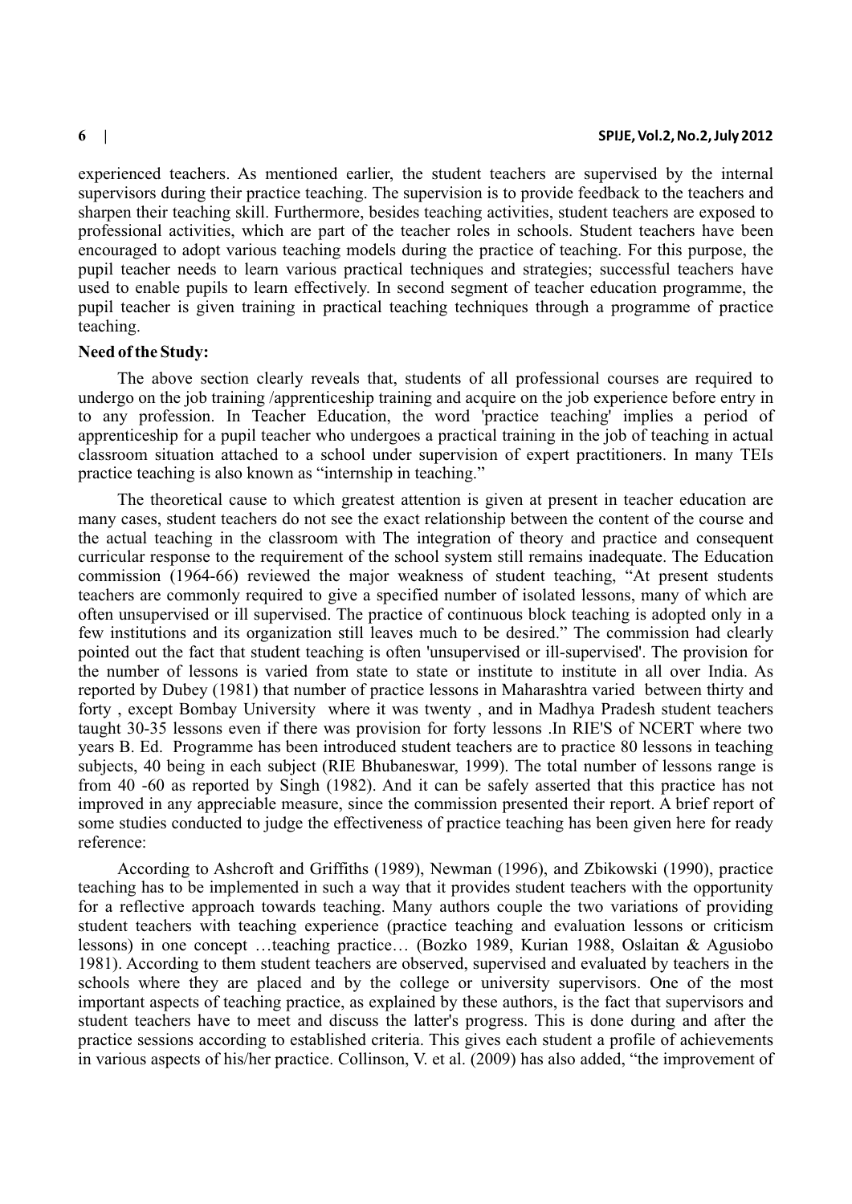experienced teachers. As mentioned earlier, the student teachers are supervised by the internal supervisors during their practice teaching. The supervision is to provide feedback to the teachers and sharpen their teaching skill. Furthermore, besides teaching activities, student teachers are exposed to professional activities, which are part of the teacher roles in schools. Student teachers have been encouraged to adopt various teaching models during the practice of teaching. For this purpose, the pupil teacher needs to learn various practical techniques and strategies; successful teachers have used to enable pupils to learn effectively. In second segment of teacher education programme, the pupil teacher is given training in practical teaching techniques through a programme of practice teaching.

**Need of the Study:**

The above section clearly reveals that, students of all professional courses are required to undergo on the job training /apprenticeship training and acquire on the job experience before entry in to any profession. In Teacher Education, the word 'practice teaching' implies a period of apprenticeship for a pupil teacher who undergoes a practical training in the job of teaching in actual classroom situation attached to a school under supervision of expert practitioners. In many TEIs practice teaching is also known as "internship in teaching."

The theoretical cause to which greatest attention is given at present in teacher education are many cases, student teachers do not see the exact relationship between the content of the course and the actual teaching in the classroom with The integration of theory and practice and consequent curricular response to the requirement of the school system still remains inadequate. The Education commission (1964-66) reviewed the major weakness of student teaching, "At present students teachers are commonly required to give a specified number of isolated lessons, many of which are often unsupervised or ill supervised. The practice of continuous block teaching is adopted only in a few institutions and its organization still leaves much to be desired." The commission had clearly pointed out the fact that student teaching is often 'unsupervised or ill-supervised'. The provision for the number of lessons is varied from state to state or institute to institute in all over India. As reported by Dubey (1981) that number of practice lessons in Maharashtra varied between thirty and forty , except Bombay University where it was twenty , and in Madhya Pradesh student teachers taught 30-35 lessons even if there was provision for forty lessons .In RIE'S of NCERT where two years B. Ed. Programme has been introduced student teachers are to practice 80 lessons in teaching subjects, 40 being in each subject (RIE Bhubaneswar, 1999). The total number of lessons range is from 40 -60 as reported by Singh (1982). And it can be safely asserted that this practice has not improved in any appreciable measure, since the commission presented their report. A brief report of some studies conducted to judge the effectiveness of practice teaching has been given here for ready reference:

According to Ashcroft and Griffiths (1989), Newman (1996), and Zbikowski (1990), practice teaching has to be implemented in such a way that it provides student teachers with the opportunity for a reflective approach towards teaching. Many authors couple the two variations of providing student teachers with teaching experience (practice teaching and evaluation lessons or criticism lessons) in one concept …teaching practice… (Bozko 1989, Kurian 1988, Oslaitan & Agusiobo 1981). According to them student teachers are observed, supervised and evaluated by teachers in the schools where they are placed and by the college or university supervisors. One of the most important aspects of teaching practice, as explained by these authors, is the fact that supervisors and student teachers have to meet and discuss the latter's progress. This is done during and after the practice sessions according to established criteria. This gives each student a profile of achievements in various aspects of his/her practice. Collinson, V. et al. (2009) has also added, "the improvement of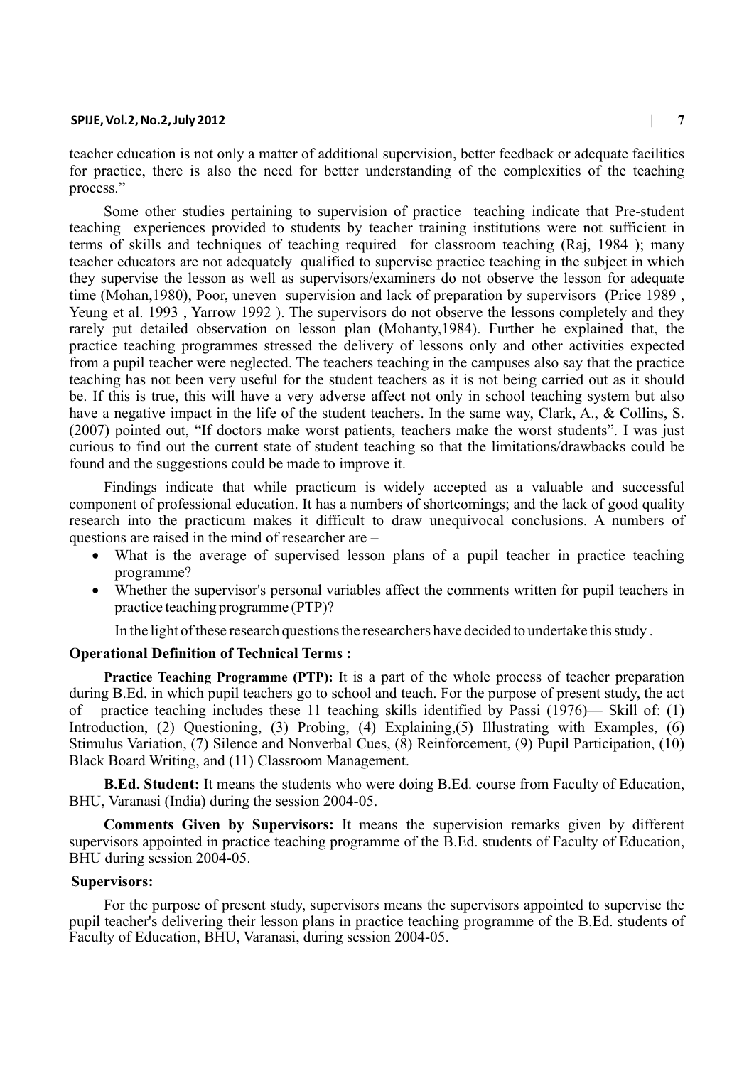teacher education is not only a matter of additional supervision, better feedback or adequate facilities for practice, there is also the need for better understanding of the complexities of the teaching process."

Some other studies pertaining to supervision of practice teaching indicate that Pre-student teaching experiences provided to students by teacher training institutions were not sufficient in terms of skills and techniques of teaching required for classroom teaching (Raj, 1984 ); many teacher educators are not adequately qualified to supervise practice teaching in the subject in which they supervise the lesson as well as supervisors/examiners do not observe the lesson for adequate time (Mohan,1980), Poor, uneven supervision and lack of preparation by supervisors (Price 1989 , Yeung et al. 1993 , Yarrow 1992 ). The supervisors do not observe the lessons completely and they rarely put detailed observation on lesson plan (Mohanty,1984). Further he explained that, the practice teaching programmes stressed the delivery of lessons only and other activities expected from a pupil teacher were neglected. The teachers teaching in the campuses also say that the practice teaching has not been very useful for the student teachers as it is not being carried out as it should be. If this is true, this will have a very adverse affect not only in school teaching system but also have a negative impact in the life of the student teachers. In the same way, Clark, A., & Collins, S. (2007) pointed out, "If doctors make worst patients, teachers make the worst students". I was just curious to find out the current state of student teaching so that the limitations/drawbacks could be found and the suggestions could be made to improve it.

Findings indicate that while practicum is widely accepted as a valuable and successful component of professional education. It has a numbers of shortcomings; and the lack of good quality research into the practicum makes it difficult to draw unequivocal conclusions. A numbers of questions are raised in the mind of researcher are –

- What is the average of supervised lesson plans of a pupil teacher in practice teaching programme?
- Whether the supervisor's personal variables affect the comments written for pupil teachers in practice teaching programme (PTP)?

In the light of these research questions the researchers have decided to undertake this study .

**Operational Definition of Technical Terms :**

**Practice Teaching Programme (PTP):** It is a part of the whole process of teacher preparation during B.Ed. in which pupil teachers go to school and teach. For the purpose of present study, the act of practice teaching includes these 11 teaching skills identified by Passi (1976)— Skill of: (1) Introduction, (2) Questioning, (3) Probing, (4) Explaining,(5) Illustrating with Examples, (6) Stimulus Variation, (7) Silence and Nonverbal Cues, (8) Reinforcement, (9) Pupil Participation, (10) Black Board Writing, and (11) Classroom Management.

**B.Ed. Student:** It means the students who were doing B.Ed. course from Faculty of Education, BHU, Varanasi (India) during the session 2004-05.

**Comments Given by Supervisors:** It means the supervision remarks given by different supervisors appointed in practice teaching programme of the B.Ed. students of Faculty of Education, BHU during session 2004-05.

**Supervisors:**

For the purpose of present study, supervisors means the supervisors appointed to supervise the pupil teacher's delivering their lesson plans in practice teaching programme of the B.Ed. students of Faculty of Education, BHU, Varanasi, during session 2004-05.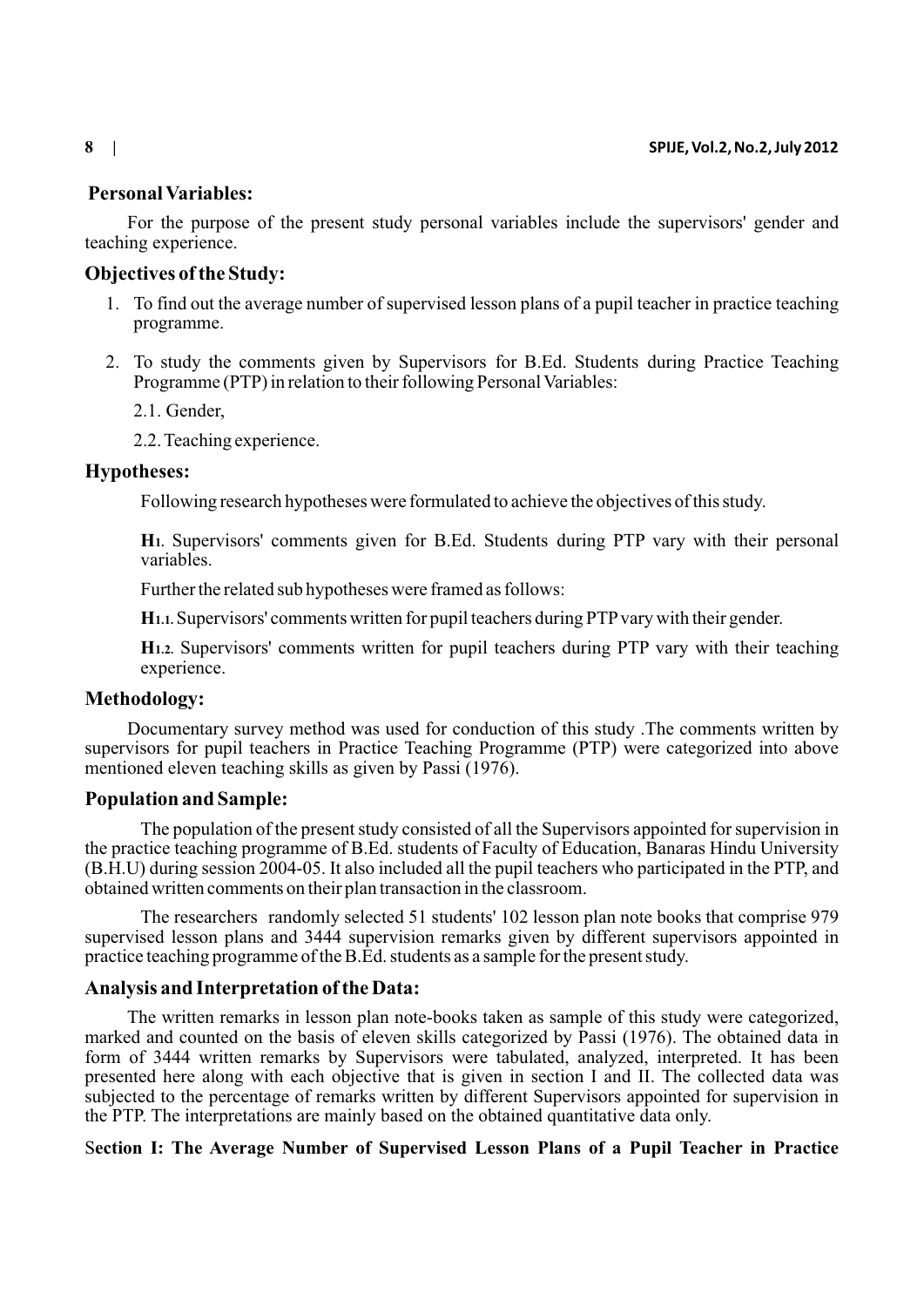### Personal Variables:

For the purpose of the present study personal variables include the supervisors' gender and teaching experience.

### Objectives of the Study:

1. To find out the average number of supervised lesson plans of a pupil teacher in practice teaching programme.
2. To study the comments given by Supervisors for B.Ed. Students during Practice Teaching Programme (PTP) in relation to their following Personal Variables:

   2.1. Gender,

   2.2. Teaching experience.

### Hypotheses:

Following research hypotheses were formulated to achieve the objectives of this study.

**$H_1$**. Supervisors' comments given for B.Ed. Students during PTP vary with their personal variables.

Further the related sub hypotheses were framed as follows:

**$H_{1.1}$**. Supervisors' comments written for pupil teachers during PTP vary with their gender.

**$H_{1.2}$**. Supervisors' comments written for pupil teachers during PTP vary with their teaching experience.

### Methodology:

Documentary survey method was used for conduction of this study .The comments written by supervisors for pupil teachers in Practice Teaching Programme (PTP) were categorized into above mentioned eleven teaching skills as given by Passi (1976).

### Population and Sample:

The population of the present study consisted of all the Supervisors appointed for supervision in the practice teaching programme of B.Ed. students of Faculty of Education, Banaras Hindu University (B.H.U) during session 2004-05. It also included all the pupil teachers who participated in the PTP, and obtained written comments on their plan transaction in the classroom.

The researchers randomly selected 51 students' 102 lesson plan note books that comprise 979 supervised lesson plans and 3444 supervision remarks given by different supervisors appointed in practice teaching programme of the B.Ed. students as a sample for the present study.

### Analysis and Interpretation of the Data:

The written remarks in lesson plan note-books taken as sample of this study were categorized, marked and counted on the basis of eleven skills categorized by Passi (1976). The obtained data in form of 3444 written remarks by Supervisors were tabulated, analyzed, interpreted. It has been presented here along with each objective that is given in section I and II. The collected data was subjected to the percentage of remarks written by different Supervisors appointed for supervision in the PTP. The interpretations are mainly based on the obtained quantitative data only.

**Section I: The Average Number of Supervised Lesson Plans of a Pupil Teacher in Practice**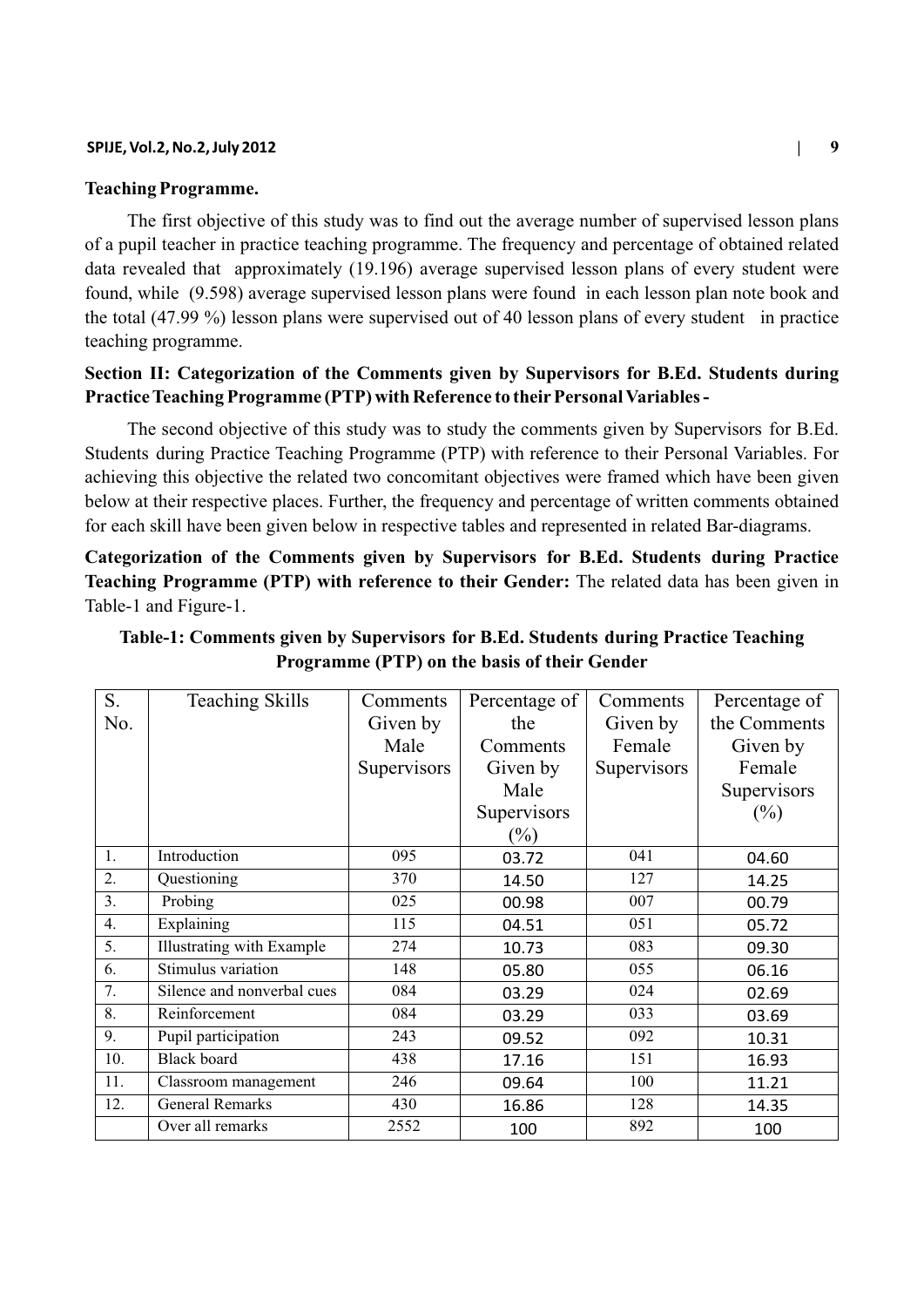**Teaching Programme.**

The first objective of this study was to find out the average number of supervised lesson plans of a pupil teacher in practice teaching programme. The frequency and percentage of obtained related data revealed that approximately (19.196) average supervised lesson plans of every student were found, while (9.598) average supervised lesson plans were found in each lesson plan note book and the total (47.99 %) lesson plans were supervised out of 40 lesson plans of every student in practice teaching programme.

## Section II: Categorization of the Comments given by Supervisors for B.Ed. Students during Practice Teaching Programme (PTP) with Reference to their Personal Variables -

The second objective of this study was to study the comments given by Supervisors for B.Ed. Students during Practice Teaching Programme (PTP) with reference to their Personal Variables. For achieving this objective the related two concomitant objectives were framed which have been given below at their respective places. Further, the frequency and percentage of written comments obtained for each skill have been given below in respective tables and represented in related Bar-diagrams.

**Categorization of the Comments given by Supervisors for B.Ed. Students during Practice Teaching Programme (PTP) with reference to their Gender:** The related data has been given in Table-1 and Figure-1.

**Table-1: Comments given by Supervisors for B.Ed. Students during Practice Teaching Programme (PTP) on the basis of their Gender**

| S. No. | Teaching Skills | Comments Given by Male Supervisors | Percentage of the Comments Given by Male Supervisors (%) | Comments Given by Female Supervisors | Percentage of the Comments Given by Female Supervisors (%) |
|---|---|---|---|---|---|
| 1. | Introduction | 095 | 03.72 | 041 | 04.60 |
| 2. | Questioning | 370 | 14.50 | 127 | 14.25 |
| 3. | Probing | 025 | 00.98 | 007 | 00.79 |
| 4. | Explaining | 115 | 04.51 | 051 | 05.72 |
| 5. | Illustrating with Example | 274 | 10.73 | 083 | 09.30 |
| 6. | Stimulus variation | 148 | 05.80 | 055 | 06.16 |
| 7. | Silence and nonverbal cues | 084 | 03.29 | 024 | 02.69 |
| 8. | Reinforcement | 084 | 03.29 | 033 | 03.69 |
| 9. | Pupil participation | 243 | 09.52 | 092 | 10.31 |
| 10. | Black board | 438 | 17.16 | 151 | 16.93 |
| 11. | Classroom management | 246 | 09.64 | 100 | 11.21 |
| 12. | General Remarks | 430 | 16.86 | 128 | 14.35 |
| | Over all remarks | 2552 | 100 | 892 | 100 |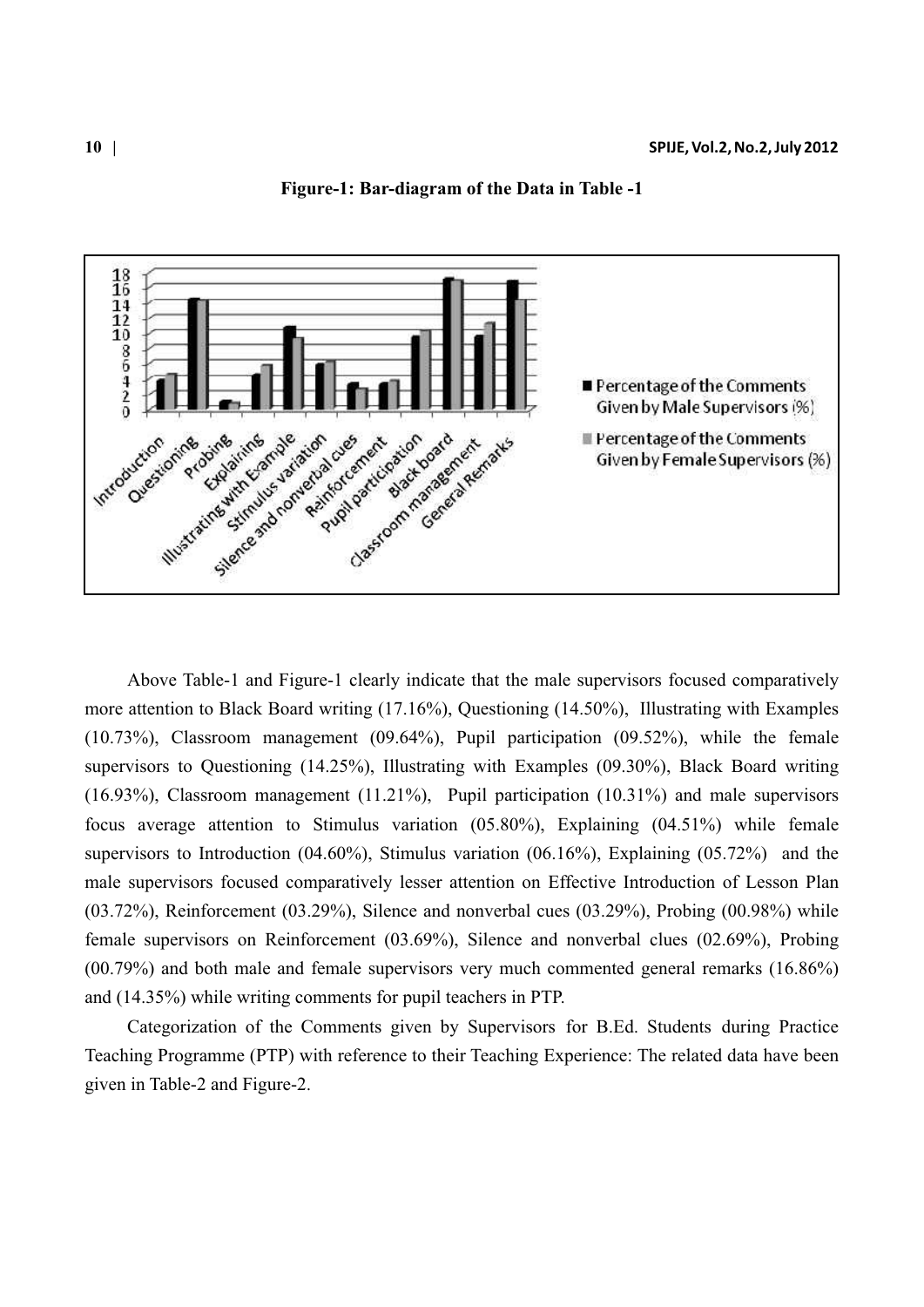**Figure-1: Bar-diagram of the Data in Table -1**

Above Table-1 and Figure-1 clearly indicate that the male supervisors focused comparatively more attention to Black Board writing (17.16%), Questioning (14.50%), Illustrating with Examples (10.73%), Classroom management (09.64%), Pupil participation (09.52%), while the female supervisors to Questioning (14.25%), Illustrating with Examples (09.30%), Black Board writing (16.93%), Classroom management (11.21%), Pupil participation (10.31%) and male supervisors focus average attention to Stimulus variation (05.80%), Explaining (04.51%) while female supervisors to Introduction (04.60%), Stimulus variation (06.16%), Explaining (05.72%) and the male supervisors focused comparatively lesser attention on Effective Introduction of Lesson Plan (03.72%), Reinforcement (03.29%), Silence and nonverbal cues (03.29%), Probing (00.98%) while female supervisors on Reinforcement (03.69%), Silence and nonverbal clues (02.69%), Probing (00.79%) and both male and female supervisors very much commented general remarks (16.86%) and (14.35%) while writing comments for pupil teachers in PTP.

Categorization of the Comments given by Supervisors for B.Ed. Students during Practice Teaching Programme (PTP) with reference to their Teaching Experience: The related data have been given in Table-2 and Figure-2.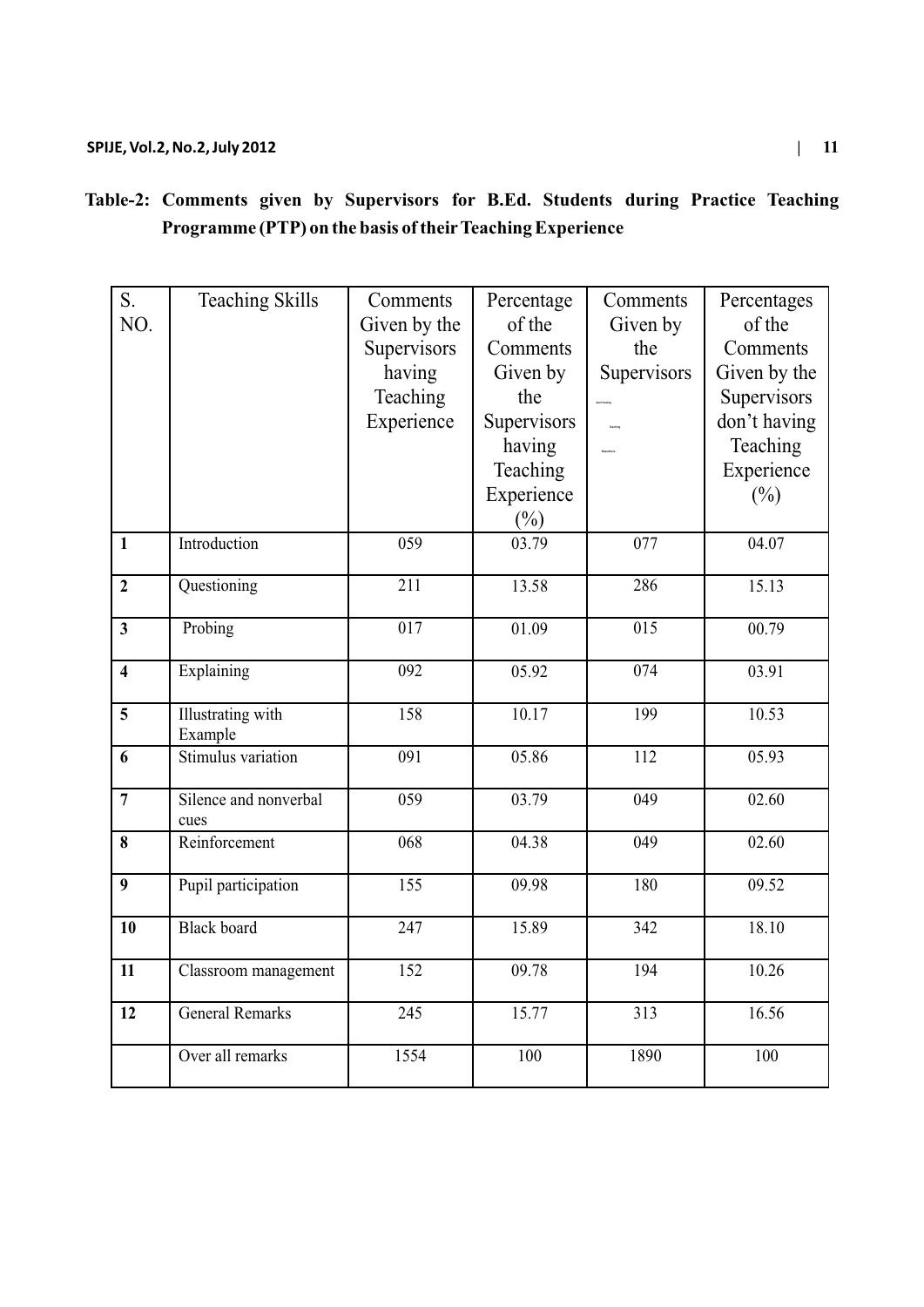**Table-2: Comments given by Supervisors for B.Ed. Students during Practice Teaching Programme (PTP) on the basis of their Teaching Experience**

| S. NO. | Teaching Skills | Comments Given by the Supervisors having Teaching Experience | Percentage of the Comments Given by the Supervisors having Teaching Experience (%) | Comments Given by the Supervisors | Percentages of the Comments Given by the Supervisors don't having Teaching Experience (%) |
|---|---|---|---|---|---|
| 1 | Introduction | 059 | 03.79 | 077 | 04.07 |
| 2 | Questioning | 211 | 13.58 | 286 | 15.13 |
| 3 | Probing | 017 | 01.09 | 015 | 00.79 |
| 4 | Explaining | 092 | 05.92 | 074 | 03.91 |
| 5 | Illustrating with Example | 158 | 10.17 | 199 | 10.53 |
| 6 | Stimulus variation | 091 | 05.86 | 112 | 05.93 |
| 7 | Silence and nonverbal cues | 059 | 03.79 | 049 | 02.60 |
| 8 | Reinforcement | 068 | 04.38 | 049 | 02.60 |
| 9 | Pupil participation | 155 | 09.98 | 180 | 09.52 |
| 10 | Black board | 247 | 15.89 | 342 | 18.10 |
| 11 | Classroom management | 152 | 09.78 | 194 | 10.26 |
| 12 | General Remarks | 245 | 15.77 | 313 | 16.56 |
| | Over all remarks | 1554 | 100 | 1890 | 100 |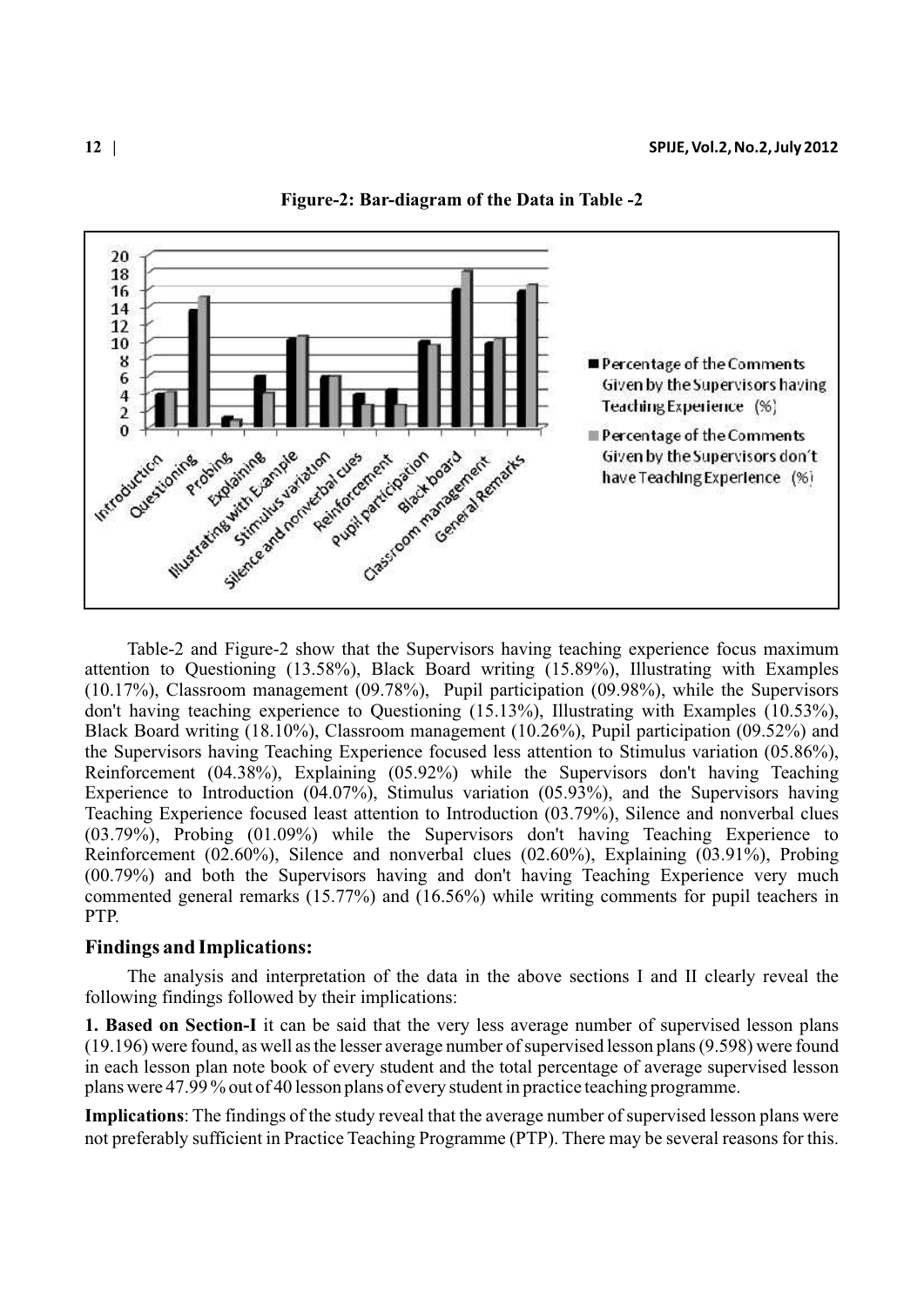**Figure-2: Bar-diagram of the Data in Table -2**

Table-2 and Figure-2 show that the Supervisors having teaching experience focus maximum attention to Questioning (13.58%), Black Board writing (15.89%), Illustrating with Examples (10.17%), Classroom management (09.78%), Pupil participation (09.98%), while the Supervisors don't having teaching experience to Questioning (15.13%), Illustrating with Examples (10.53%), Black Board writing (18.10%), Classroom management (10.26%), Pupil participation (09.52%) and the Supervisors having Teaching Experience focused less attention to Stimulus variation (05.86%), Reinforcement (04.38%), Explaining (05.92%) while the Supervisors don't having Teaching Experience to Introduction (04.07%), Stimulus variation (05.93%), and the Supervisors having Teaching Experience focused least attention to Introduction (03.79%), Silence and nonverbal clues (03.79%), Probing (01.09%) while the Supervisors don't having Teaching Experience to Reinforcement (02.60%), Silence and nonverbal clues (02.60%), Explaining (03.91%), Probing (00.79%) and both the Supervisors having and don't having Teaching Experience very much commented general remarks (15.77%) and (16.56%) while writing comments for pupil teachers in PTP.

## Findings and Implications:

The analysis and interpretation of the data in the above sections I and II clearly reveal the following findings followed by their implications:

**1. Based on Section-I** it can be said that the very less average number of supervised lesson plans (19.196) were found, as well as the lesser average number of supervised lesson plans (9.598) were found in each lesson plan note book of every student and the total percentage of average supervised lesson plans were 47.99 % out of 40 lesson plans of every student in practice teaching programme.

**Implications**: The findings of the study reveal that the average number of supervised lesson plans were not preferably sufficient in Practice Teaching Programme (PTP). There may be several reasons for this.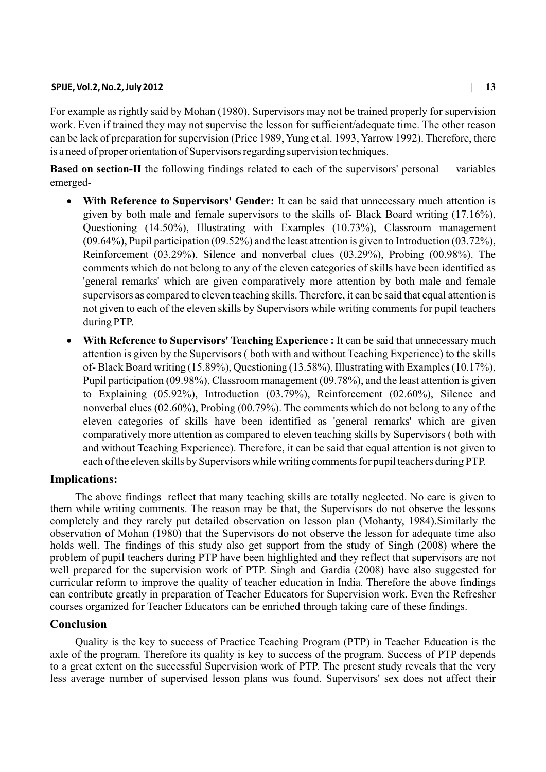For example as rightly said by Mohan (1980), Supervisors may not be trained properly for supervision work. Even if trained they may not supervise the lesson for sufficient/adequate time. The other reason can be lack of preparation for supervision (Price 1989, Yung et.al. 1993, Yarrow 1992). Therefore, there is a need of proper orientation of Supervisors regarding supervision techniques.

**Based on section-II** the following findings related to each of the supervisors' personal variables emerged-

- **With Reference to Supervisors' Gender:** It can be said that unnecessary much attention is given by both male and female supervisors to the skills of- Black Board writing (17.16%), Questioning (14.50%), Illustrating with Examples (10.73%), Classroom management (09.64%), Pupil participation (09.52%) and the least attention is given to Introduction (03.72%), Reinforcement (03.29%), Silence and nonverbal clues (03.29%), Probing (00.98%). The comments which do not belong to any of the eleven categories of skills have been identified as 'general remarks' which are given comparatively more attention by both male and female supervisors as compared to eleven teaching skills. Therefore, it can be said that equal attention is not given to each of the eleven skills by Supervisors while writing comments for pupil teachers during PTP.
- **With Reference to Supervisors' Teaching Experience :** It can be said that unnecessary much attention is given by the Supervisors ( both with and without Teaching Experience) to the skills of- Black Board writing (15.89%), Questioning (13.58%), Illustrating with Examples (10.17%), Pupil participation (09.98%), Classroom management (09.78%), and the least attention is given to Explaining (05.92%), Introduction (03.79%), Reinforcement (02.60%), Silence and nonverbal clues (02.60%), Probing (00.79%). The comments which do not belong to any of the eleven categories of skills have been identified as 'general remarks' which are given comparatively more attention as compared to eleven teaching skills by Supervisors ( both with and without Teaching Experience). Therefore, it can be said that equal attention is not given to each of the eleven skills by Supervisors while writing comments for pupil teachers during PTP.

## Implications:

The above findings reflect that many teaching skills are totally neglected. No care is given to them while writing comments. The reason may be that, the Supervisors do not observe the lessons completely and they rarely put detailed observation on lesson plan (Mohanty, 1984).Similarly the observation of Mohan (1980) that the Supervisors do not observe the lesson for adequate time also holds well. The findings of this study also get support from the study of Singh (2008) where the problem of pupil teachers during PTP have been highlighted and they reflect that supervisors are not well prepared for the supervision work of PTP. Singh and Gardia (2008) have also suggested for curricular reform to improve the quality of teacher education in India. Therefore the above findings can contribute greatly in preparation of Teacher Educators for Supervision work. Even the Refresher courses organized for Teacher Educators can be enriched through taking care of these findings.

## Conclusion

Quality is the key to success of Practice Teaching Program (PTP) in Teacher Education is the axle of the program. Therefore its quality is key to success of the program. Success of PTP depends to a great extent on the successful Supervision work of PTP. The present study reveals that the very less average number of supervised lesson plans was found. Supervisors' sex does not affect their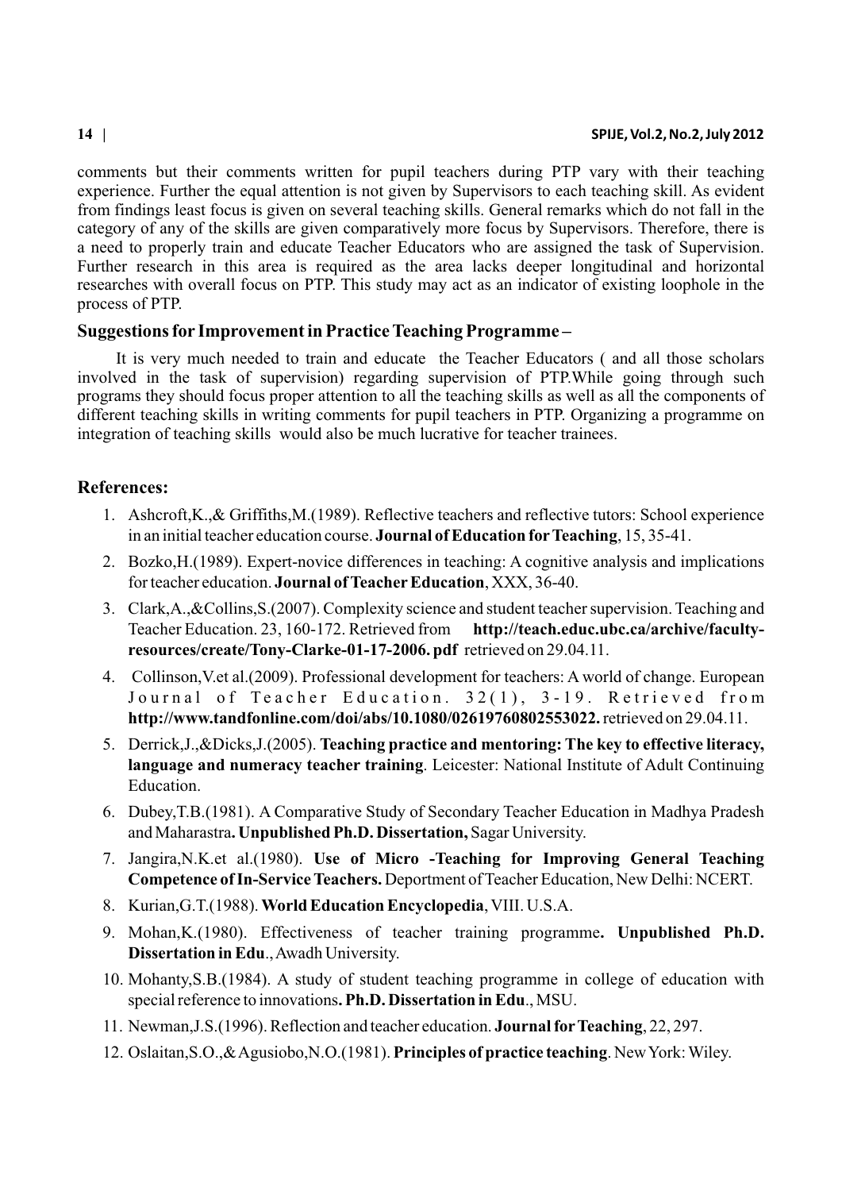comments but their comments written for pupil teachers during PTP vary with their teaching experience. Further the equal attention is not given by Supervisors to each teaching skill. As evident from findings least focus is given on several teaching skills. General remarks which do not fall in the category of any of the skills are given comparatively more focus by Supervisors. Therefore, there is a need to properly train and educate Teacher Educators who are assigned the task of Supervision. Further research in this area is required as the area lacks deeper longitudinal and horizontal researches with overall focus on PTP. This study may act as an indicator of existing loophole in the process of PTP.

### Suggestions for Improvement in Practice Teaching Programme –

It is very much needed to train and educate the Teacher Educators ( and all those scholars involved in the task of supervision) regarding supervision of PTP.While going through such programs they should focus proper attention to all the teaching skills as well as all the components of different teaching skills in writing comments for pupil teachers in PTP. Organizing a programme on integration of teaching skills would also be much lucrative for teacher trainees.

### References:

1. Ashcroft,K.,& Griffiths,M.(1989). Reflective teachers and reflective tutors: School experience in an initial teacher education course. **Journal of Education for Teaching**, 15, 35-41.
2. Bozko,H.(1989). Expert-novice differences in teaching: A cognitive analysis and implications for teacher education. **Journal of Teacher Education**, XXX, 36-40.
3. Clark,A.,&Collins,S.(2007). Complexity science and student teacher supervision. Teaching and Teacher Education. 23, 160-172. Retrieved from **http://teach.educ.ubc.ca/archive/faculty-resources/create/Tony-Clarke-01-17-2006. pdf** retrieved on 29.04.11.
4. Collinson,V.et al.(2009). Professional development for teachers: A world of change. European Journal of Teacher Education. 32(1), 3-19. Retrieved from **http://www.tandfonline.com/doi/abs/10.1080/02619760802553022.** retrieved on 29.04.11.
5. Derrick,J.,&Dicks,J.(2005). **Teaching practice and mentoring: The key to effective literacy, language and numeracy teacher training**. Leicester: National Institute of Adult Continuing Education.
6. Dubey,T.B.(1981). A Comparative Study of Secondary Teacher Education in Madhya Pradesh and Maharastra**. Unpublished Ph.D. Dissertation,** Sagar University.
7. Jangira,N.K.et al.(1980). **Use of Micro -Teaching for Improving General Teaching Competence of In-Service Teachers.** Deportment of Teacher Education, New Delhi: NCERT.
8. Kurian,G.T.(1988). **World Education Encyclopedia**, VIII. U.S.A.
9. Mohan,K.(1980). Effectiveness of teacher training programme**. Unpublished Ph.D. Dissertation in Edu**., Awadh University.
10. Mohanty,S.B.(1984). A study of student teaching programme in college of education with special reference to innovations**. Ph.D. Dissertation in Edu**., MSU.
11. Newman,J.S.(1996). Reflection and teacher education. **Journal for Teaching**, 22, 297.
12. Oslaitan,S.O.,& Agusiobo,N.O.(1981). **Principles of practice teaching**. New York: Wiley.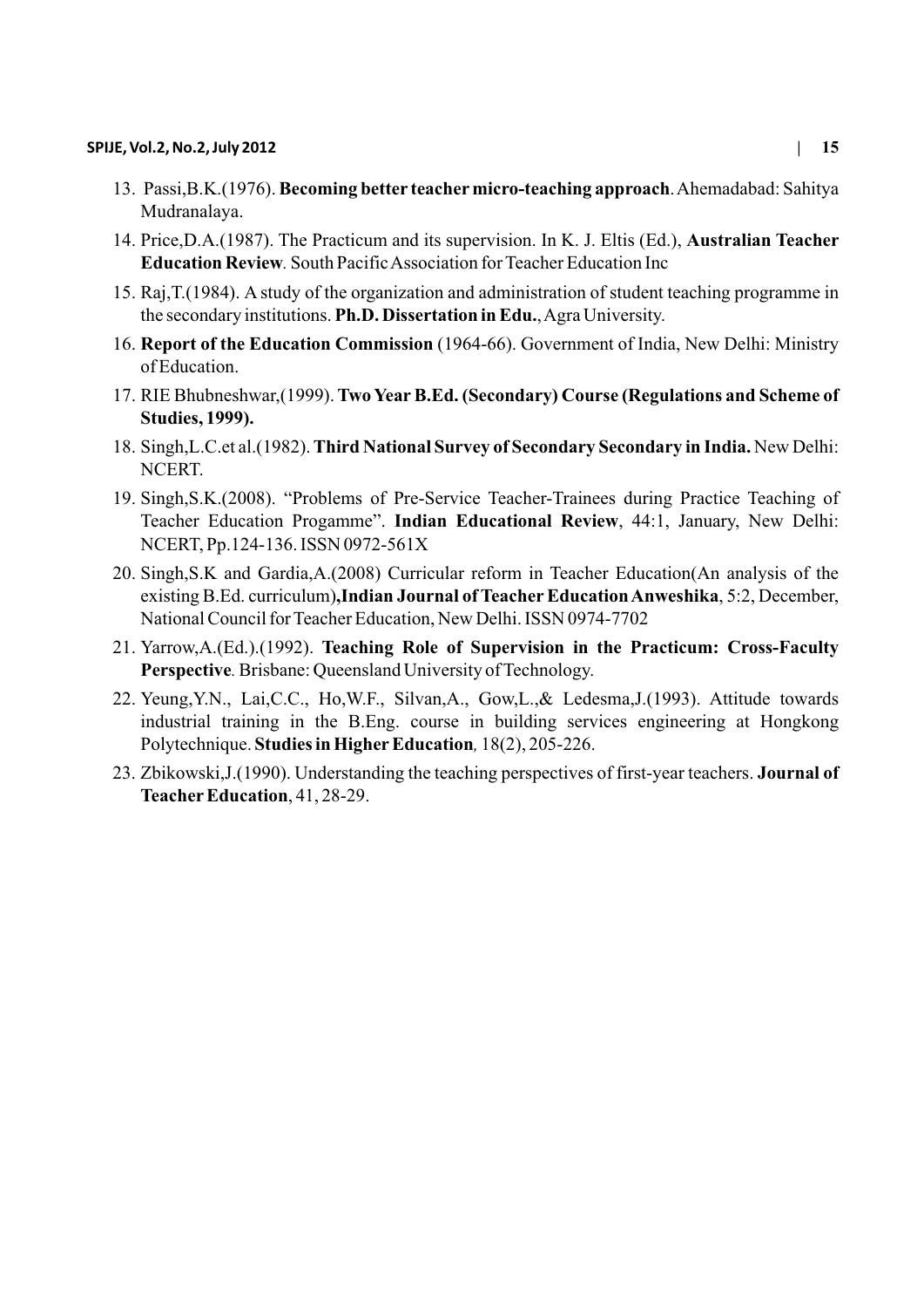13. Passi,B.K.(1976). **Becoming better teacher micro-teaching approach**. Ahemadabad: Sahitya Mudranalaya.
14. Price,D.A.(1987). The Practicum and its supervision. In K. J. Eltis (Ed.), **Australian Teacher Education Review**. South Pacific Association for Teacher Education Inc
15. Raj,T.(1984). A study of the organization and administration of student teaching programme in the secondary institutions. **Ph.D. Dissertation in Edu.**, Agra University.
16. **Report of the Education Commission** (1964-66). Government of India, New Delhi: Ministry of Education.
17. RIE Bhubneshwar,(1999). **Two Year B.Ed. (Secondary) Course (Regulations and Scheme of Studies, 1999).**
18. Singh,L.C.et al.(1982). **Third National Survey of Secondary Secondary in India.** New Delhi: NCERT.
19. Singh,S.K.(2008). "Problems of Pre-Service Teacher-Trainees during Practice Teaching of Teacher Education Progamme". **Indian Educational Review**, 44:1, January, New Delhi: NCERT, Pp.124-136. ISSN 0972-561X
20. Singh,S.K and Gardia,A.(2008) Curricular reform in Teacher Education(An analysis of the existing B.Ed. curriculum)**,Indian Journal of Teacher Education Anweshika**, 5:2, December, National Council for Teacher Education, New Delhi. ISSN 0974-7702
21. Yarrow,A.(Ed.).(1992). **Teaching Role of Supervision in the Practicum: Cross-Faculty Perspective**. Brisbane: Queensland University of Technology.
22. Yeung,Y.N., Lai,C.C., Ho,W.F., Silvan,A., Gow,L.,& Ledesma,J.(1993). Attitude towards industrial training in the B.Eng. course in building services engineering at Hongkong Polytechnique. **Studies in Higher Education***,* 18(2), 205-226.
23. Zbikowski,J.(1990). Understanding the teaching perspectives of first-year teachers. **Journal of Teacher Education**, 41, 28-29.